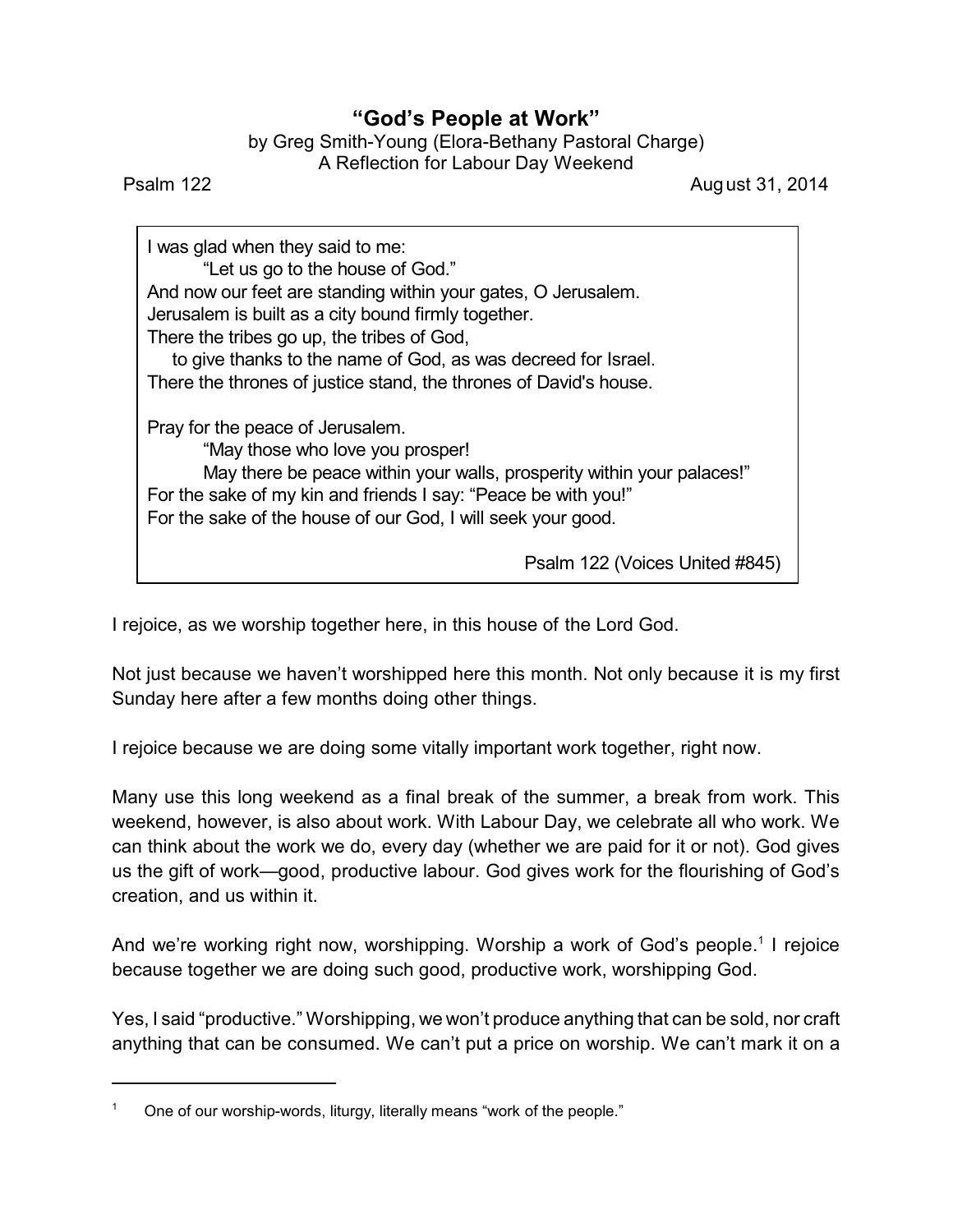# "God's People at Work"

by Greg Smith-Young (Elora-Bethany Pastoral Charge)
A Reflection for Labour Day Weekend

Psalm 122 August 31, 2014

> I was glad when they said to me:
> "Let us go to the house of God."
> And now our feet are standing within your gates, O Jerusalem.
> Jerusalem is built as a city bound firmly together.
> There the tribes go up, the tribes of God,
> to give thanks to the name of God, as was decreed for Israel.
> There the thrones of justice stand, the thrones of David's house.
>
> Pray for the peace of Jerusalem.
> "May those who love you prosper!
> May there be peace within your walls, prosperity within your palaces!"
> For the sake of my kin and friends I say: "Peace be with you!"
> For the sake of the house of our God, I will seek your good.
>
> Psalm 122 (Voices United #845)

I rejoice, as we worship together here, in this house of the Lord God.

Not just because we haven't worshipped here this month. Not only because it is my first Sunday here after a few months doing other things.

I rejoice because we are doing some vitally important work together, right now.

Many use this long weekend as a final break of the summer, a break from work. This weekend, however, is also about work. With Labour Day, we celebrate all who work. We can think about the work we do, every day (whether we are paid for it or not). God gives us the gift of work—good, productive labour. God gives work for the flourishing of God's creation, and us within it.

And we're working right now, worshipping. Worship a work of God's people.[1] I rejoice because together we are doing such good, productive work, worshipping God.

Yes, I said "productive." Worshipping, we won't produce anything that can be sold, nor craft anything that can be consumed. We can't put a price on worship. We can't mark it on a

[1] One of our worship-words, liturgy, literally means "work of the people."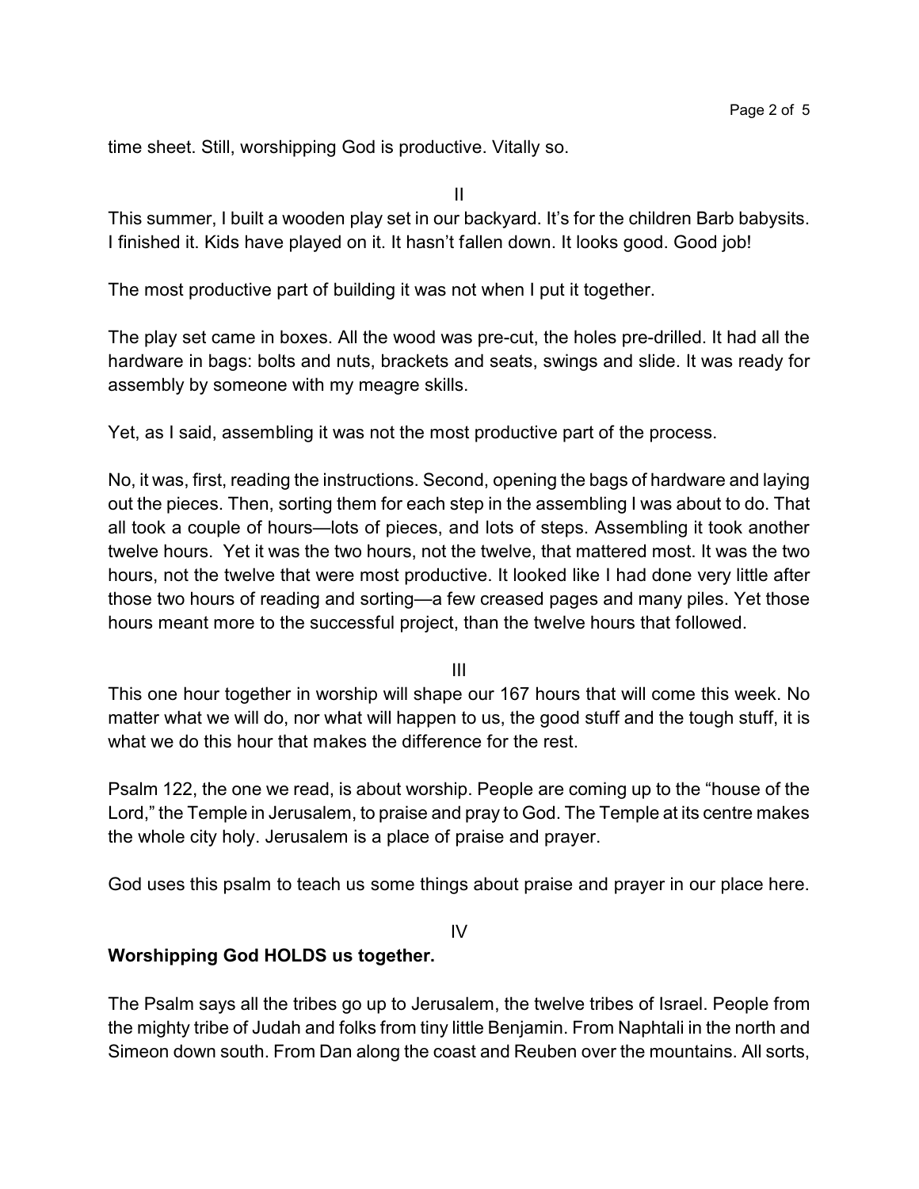time sheet. Still, worshipping God is productive. Vitally so.

II

This summer, I built a wooden play set in our backyard. It's for the children Barb babysits. I finished it. Kids have played on it. It hasn't fallen down. It looks good. Good job!

The most productive part of building it was not when I put it together.

The play set came in boxes. All the wood was pre-cut, the holes pre-drilled. It had all the hardware in bags: bolts and nuts, brackets and seats, swings and slide. It was ready for assembly by someone with my meagre skills.

Yet, as I said, assembling it was not the most productive part of the process.

No, it was, first, reading the instructions. Second, opening the bags of hardware and laying out the pieces. Then, sorting them for each step in the assembling I was about to do. That all took a couple of hours—lots of pieces, and lots of steps. Assembling it took another twelve hours. Yet it was the two hours, not the twelve, that mattered most. It was the two hours, not the twelve that were most productive. It looked like I had done very little after those two hours of reading and sorting—a few creased pages and many piles. Yet those hours meant more to the successful project, than the twelve hours that followed.

III

This one hour together in worship will shape our 167 hours that will come this week. No matter what we will do, nor what will happen to us, the good stuff and the tough stuff, it is what we do this hour that makes the difference for the rest.

Psalm 122, the one we read, is about worship. People are coming up to the "house of the Lord," the Temple in Jerusalem, to praise and pray to God. The Temple at its centre makes the whole city holy. Jerusalem is a place of praise and prayer.

God uses this psalm to teach us some things about praise and prayer in our place here.

IV

**Worshipping God HOLDS us together.**

The Psalm says all the tribes go up to Jerusalem, the twelve tribes of Israel. People from the mighty tribe of Judah and folks from tiny little Benjamin. From Naphtali in the north and Simeon down south. From Dan along the coast and Reuben over the mountains. All sorts,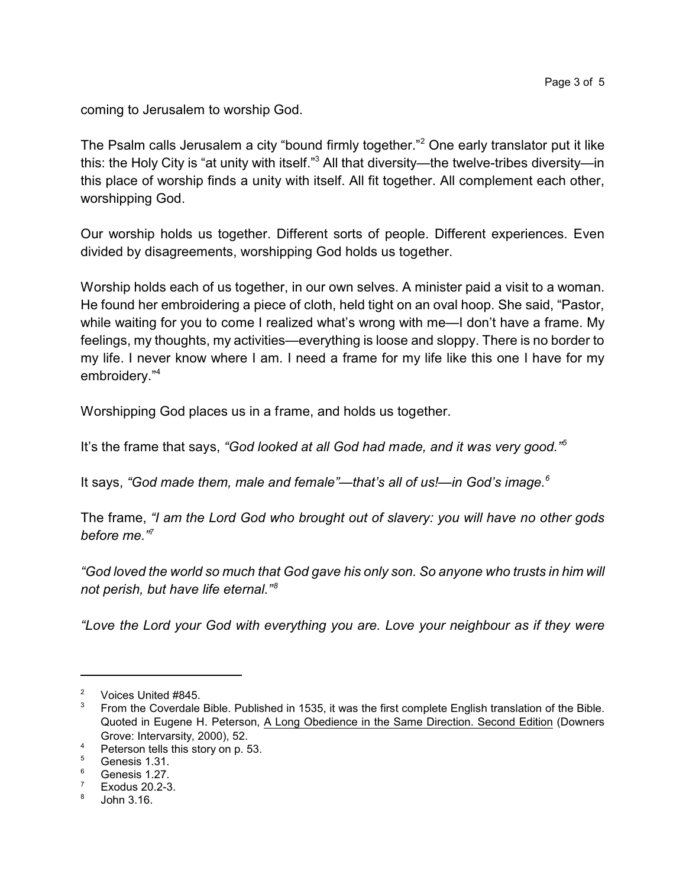coming to Jerusalem to worship God.

The Psalm calls Jerusalem a city "bound firmly together."[2] One early translator put it like this: the Holy City is "at unity with itself."[3] All that diversity—the twelve-tribes diversity—in this place of worship finds a unity with itself. All fit together. All complement each other, worshipping God.

Our worship holds us together. Different sorts of people. Different experiences. Even divided by disagreements, worshipping God holds us together.

Worship holds each of us together, in our own selves. A minister paid a visit to a woman. He found her embroidering a piece of cloth, held tight on an oval hoop. She said, "Pastor, while waiting for you to come I realized what's wrong with me—I don't have a frame. My feelings, my thoughts, my activities—everything is loose and sloppy. There is no border to my life. I never know where I am. I need a frame for my life like this one I have for my embroidery."[4]

Worshipping God places us in a frame, and holds us together.

It's the frame that says, *"God looked at all God had made, and it was very good."*[5]

It says, *"God made them, male and female"—that's all of us!—in God's image.*[6]

The frame, *"I am the Lord God who brought out of slavery: you will have no other gods before me."*[7]

*"God loved the world so much that God gave his only son. So anyone who trusts in him will not perish, but have life eternal."*[8]

*"Love the Lord your God with everything you are. Love your neighbour as if they were*

---

[2] Voices United #845.

[3] From the Coverdale Bible. Published in 1535, it was the first complete English translation of the Bible. Quoted in Eugene H. Peterson, A Long Obedience in the Same Direction. Second Edition (Downers Grove: Intervarsity, 2000), 52.

[4] Peterson tells this story on p. 53.

[5] Genesis 1.31.

[6] Genesis 1.27.

[7] Exodus 20.2-3.

[8] John 3.16.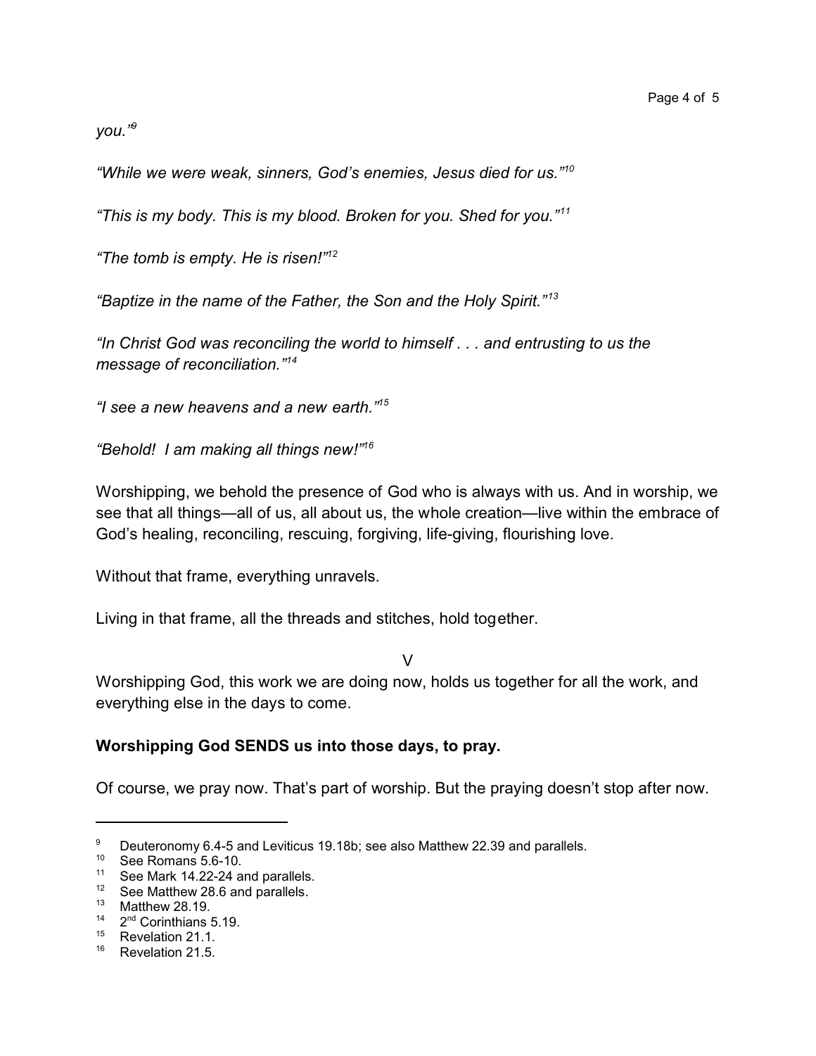*you."*[9]

*"While we were weak, sinners, God's enemies, Jesus died for us."*[10]

*"This is my body. This is my blood. Broken for you. Shed for you."*[11]

*"The tomb is empty. He is risen!"*[12]

*"Baptize in the name of the Father, the Son and the Holy Spirit."*[13]

*"In Christ God was reconciling the world to himself . . . and entrusting to us the message of reconciliation."*[14]

*"I see a new heavens and a new earth."*[15]

*"Behold! I am making all things new!"*[16]

Worshipping, we behold the presence of God who is always with us. And in worship, we see that all things—all of us, all about us, the whole creation—live within the embrace of God's healing, reconciling, rescuing, forgiving, life-giving, flourishing love.

Without that frame, everything unravels.

Living in that frame, all the threads and stitches, hold together.

V

Worshipping God, this work we are doing now, holds us together for all the work, and everything else in the days to come.

**Worshipping God SENDS us into those days, to pray.**

Of course, we pray now. That's part of worship. But the praying doesn't stop after now.

---

[9] Deuteronomy 6.4-5 and Leviticus 19.18b; see also Matthew 22.39 and parallels.
[10] See Romans 5.6-10.
[11] See Mark 14.22-24 and parallels.
[12] See Matthew 28.6 and parallels.
[13] Matthew 28.19.
[14] 2nd Corinthians 5.19.
[15] Revelation 21.1.
[16] Revelation 21.5.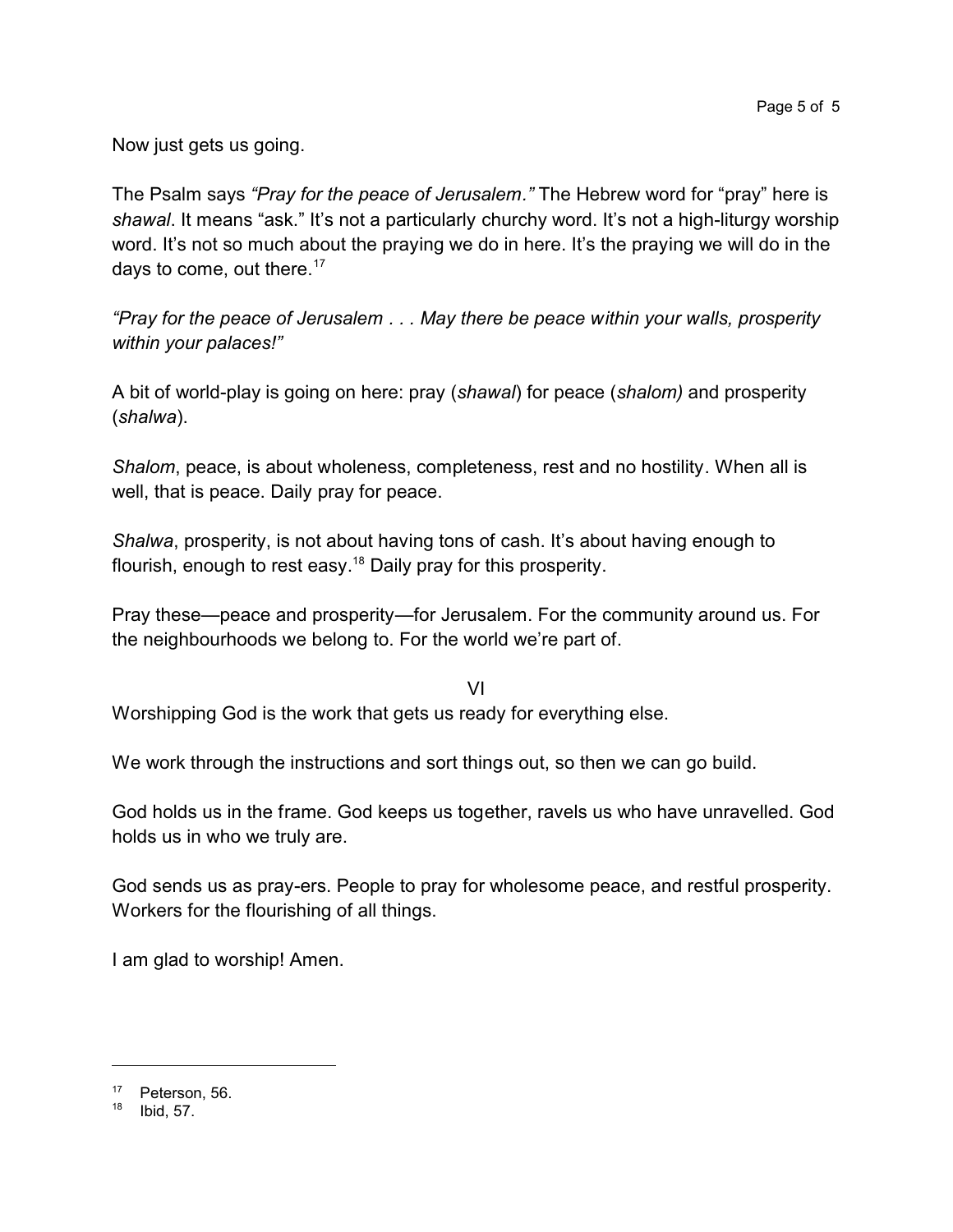Now just gets us going.

The Psalm says *"Pray for the peace of Jerusalem."* The Hebrew word for "pray" here is *shawal*. It means "ask." It's not a particularly churchy word. It's not a high-liturgy worship word. It's not so much about the praying we do in here. It's the praying we will do in the days to come, out there.[17]

*"Pray for the peace of Jerusalem . . . May there be peace within your walls, prosperity within your palaces!"*

A bit of world-play is going on here: pray (*shawal*) for peace (*shalom)* and prosperity (*shalwa*).

*Shalom*, peace, is about wholeness, completeness, rest and no hostility. When all is well, that is peace. Daily pray for peace.

*Shalwa*, prosperity, is not about having tons of cash. It's about having enough to flourish, enough to rest easy.[18] Daily pray for this prosperity.

Pray these—peace and prosperity—for Jerusalem. For the community around us. For the neighbourhoods we belong to. For the world we're part of.

VI

Worshipping God is the work that gets us ready for everything else.

We work through the instructions and sort things out, so then we can go build.

God holds us in the frame. God keeps us together, ravels us who have unravelled. God holds us in who we truly are.

God sends us as pray-ers. People to pray for wholesome peace, and restful prosperity. Workers for the flourishing of all things.

I am glad to worship! Amen.

---

[17] Peterson, 56.

[18] Ibid, 57.